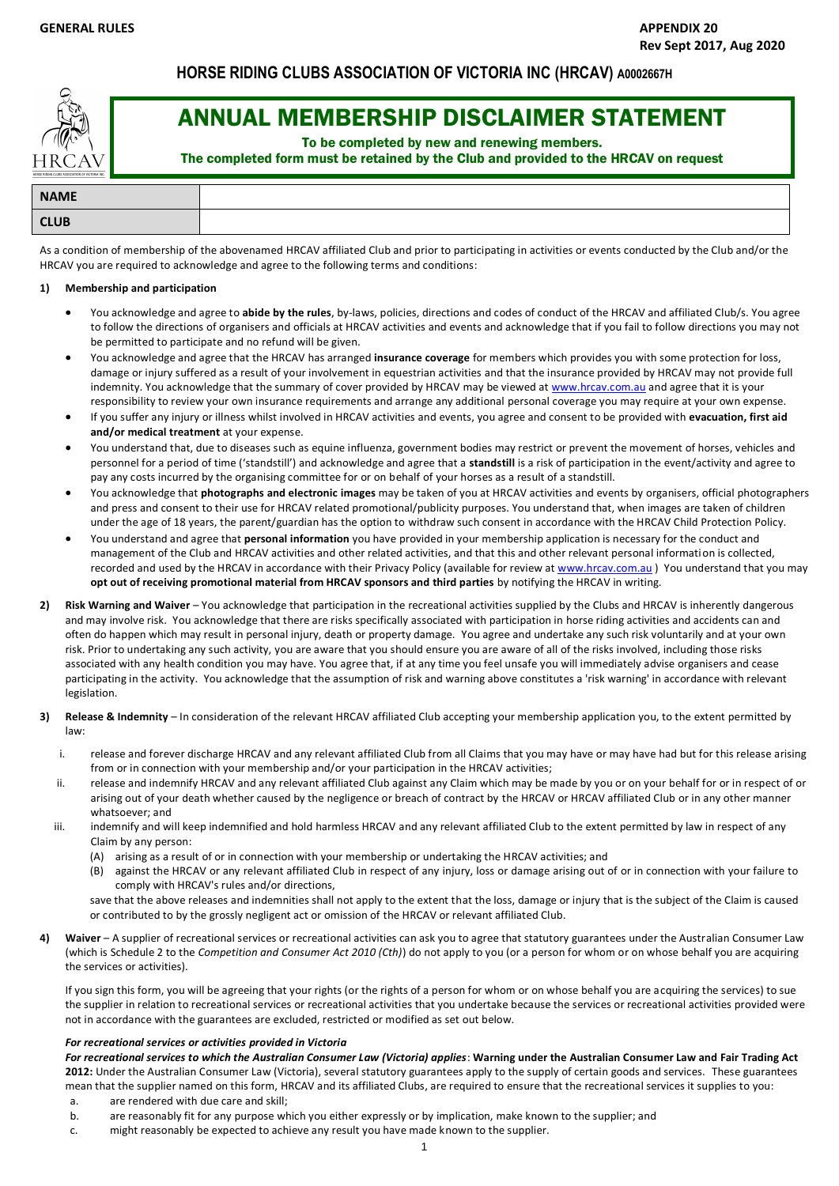GENERAL RULES

APPENDIX 20
Rev Sept 2017, Aug 2020

## HORSE RIDING CLUBS ASSOCIATION OF VICTORIA INC (HRCAV) A0002667H

# ANNUAL MEMBERSHIP DISCLAIMER STATEMENT

**To be completed by new and renewing members.**
**The completed form must be retained by the Club and provided to the HRCAV on request**

| **NAME** | |
|---|---|
| **CLUB** | |

As a condition of membership of the abovenamed HRCAV affiliated Club and prior to participating in activities or events conducted by the Club and/or the HRCAV you are required to acknowledge and agree to the following terms and conditions:

**1) Membership and participation**

- You acknowledge and agree to **abide by the rules**, by-laws, policies, directions and codes of conduct of the HRCAV and affiliated Club/s. You agree to follow the directions of organisers and officials at HRCAV activities and events and acknowledge that if you fail to follow directions you may not be permitted to participate and no refund will be given.
- You acknowledge and agree that the HRCAV has arranged **insurance coverage** for members which provides you with some protection for loss, damage or injury suffered as a result of your involvement in equestrian activities and that the insurance provided by HRCAV may not provide full indemnity. You acknowledge that the summary of cover provided by HRCAV may be viewed at www.hrcav.com.au and agree that it is your responsibility to review your own insurance requirements and arrange any additional personal coverage you may require at your own expense.
- If you suffer any injury or illness whilst involved in HRCAV activities and events, you agree and consent to be provided with **evacuation, first aid and/or medical treatment** at your expense.
- You understand that, due to diseases such as equine influenza, government bodies may restrict or prevent the movement of horses, vehicles and personnel for a period of time ('standstill') and acknowledge and agree that a **standstill** is a risk of participation in the event/activity and agree to pay any costs incurred by the organising committee for or on behalf of your horses as a result of a standstill.
- You acknowledge that **photographs and electronic images** may be taken of you at HRCAV activities and events by organisers, official photographers and press and consent to their use for HRCAV related promotional/publicity purposes. You understand that, when images are taken of children under the age of 18 years, the parent/guardian has the option to withdraw such consent in accordance with the HRCAV Child Protection Policy.
- You understand and agree that **personal information** you have provided in your membership application is necessary for the conduct and management of the Club and HRCAV activities and other related activities, and that this and other relevant personal information is collected, recorded and used by the HRCAV in accordance with their Privacy Policy (available for review at www.hrcav.com.au ) You understand that you may **opt out of receiving promotional material from HRCAV sponsors and third parties** by notifying the HRCAV in writing.

**2) Risk Warning and Waiver** – You acknowledge that participation in the recreational activities supplied by the Clubs and HRCAV is inherently dangerous and may involve risk. You acknowledge that there are risks specifically associated with participation in horse riding activities and accidents can and often do happen which may result in personal injury, death or property damage. You agree and undertake any such risk voluntarily and at your own risk. Prior to undertaking any such activity, you are aware that you should ensure you are aware of all of the risks involved, including those risks associated with any health condition you may have. You agree that, if at any time you feel unsafe you will immediately advise organisers and cease participating in the activity. You acknowledge that the assumption of risk and warning above constitutes a 'risk warning' in accordance with relevant legislation.

**3) Release & Indemnity** – In consideration of the relevant HRCAV affiliated Club accepting your membership application you, to the extent permitted by law:

i. release and forever discharge HRCAV and any relevant affiliated Club from all Claims that you may have or may have had but for this release arising from or in connection with your membership and/or your participation in the HRCAV activities;

ii. release and indemnify HRCAV and any relevant affiliated Club against any Claim which may be made by you or on your behalf for or in respect of or arising out of your death whether caused by the negligence or breach of contract by the HRCAV or HRCAV affiliated Club or in any other manner whatsoever; and

iii. indemnify and will keep indemnified and hold harmless HRCAV and any relevant affiliated Club to the extent permitted by law in respect of any Claim by any person:
   (A) arising as a result of or in connection with your membership or undertaking the HRCAV activities; and
   (B) against the HRCAV or any relevant affiliated Club in respect of any injury, loss or damage arising out of or in connection with your failure to comply with HRCAV's rules and/or directions,

save that the above releases and indemnities shall not apply to the extent that the loss, damage or injury that is the subject of the Claim is caused or contributed to by the grossly negligent act or omission of the HRCAV or relevant affiliated Club.

**4) Waiver** – A supplier of recreational services or recreational activities can ask you to agree that statutory guarantees under the Australian Consumer Law (which is Schedule 2 to the *Competition and Consumer Act 2010 (Cth)*) do not apply to you (or a person for whom or on whose behalf you are acquiring the services or activities).

If you sign this form, you will be agreeing that your rights (or the rights of a person for whom or on whose behalf you are acquiring the services) to sue the supplier in relation to recreational services or recreational activities that you undertake because the services or recreational activities provided were not in accordance with the guarantees are excluded, restricted or modified as set out below.

***For recreational services or activities provided in Victoria***

***For recreational services to which the Australian Consumer Law (Victoria) applies*: Warning under the Australian Consumer Law and Fair Trading Act 2012:** Under the Australian Consumer Law (Victoria), several statutory guarantees apply to the supply of certain goods and services. These guarantees mean that the supplier named on this form, HRCAV and its affiliated Clubs, are required to ensure that the recreational services it supplies to you:

a. are rendered with due care and skill;
b. are reasonably fit for any purpose which you either expressly or by implication, make known to the supplier; and
c. might reasonably be expected to achieve any result you have made known to the supplier.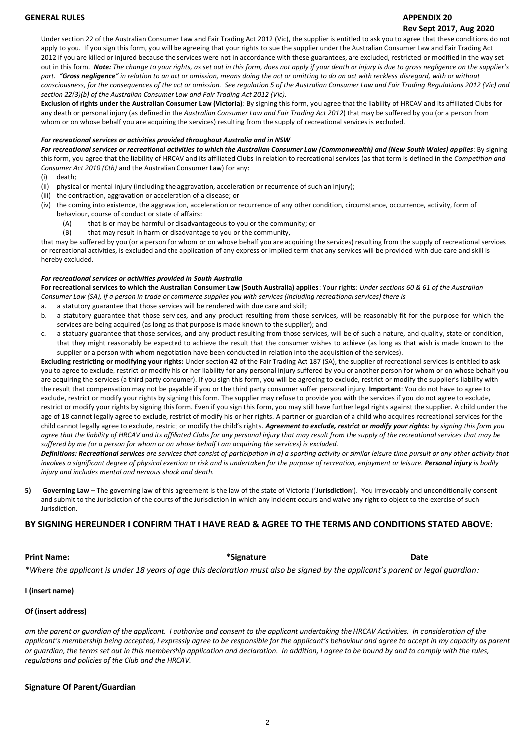Under section 22 of the Australian Consumer Law and Fair Trading Act 2012 (Vic), the supplier is entitled to ask you to agree that these conditions do not apply to you. If you sign this form, you will be agreeing that your rights to sue the supplier under the Australian Consumer Law and Fair Trading Act 2012 if you are killed or injured because the services were not in accordance with these guarantees, are excluded, restricted or modified in the way set out in this form. ***Note:*** *The change to your rights, as set out in this form, does not apply if your death or injury is due to gross negligence on the supplier's part. "**Gross negligence**" in relation to an act or omission, means doing the act or omitting to do an act with reckless disregard, with or without consciousness, for the consequences of the act or omission. See regulation 5 of the Australian Consumer Law and Fair Trading Regulations 2012 (Vic) and section 22(3)(b) of the Australian Consumer Law and Fair Trading Act 2012 (Vic).*

**Exclusion of rights under the Australian Consumer Law (Victoria)**: By signing this form, you agree that the liability of HRCAV and its affiliated Clubs for any death or personal injury (as defined in the *Australian Consumer Law and Fair Trading Act 2012*) that may be suffered by you (or a person from whom or on whose behalf you are acquiring the services) resulting from the supply of recreational services is excluded.

***For recreational services or activities provided throughout Australia and in NSW***

***For recreational services or recreational activities to which the Australian Consumer Law (Commonwealth) and (New South Wales) applies***: By signing this form, you agree that the liability of HRCAV and its affiliated Clubs in relation to recreational services (as that term is defined in the *Competition and Consumer Act 2010 (Cth)* and the Australian Consumer Law) for any:

(i) death;
(ii) physical or mental injury (including the aggravation, acceleration or recurrence of such an injury);
(iii) the contraction, aggravation or acceleration of a disease; or
(iv) the coming into existence, the aggravation, acceleration or recurrence of any other condition, circumstance, occurrence, activity, form of behaviour, course of conduct or state of affairs:
  (A) that is or may be harmful or disadvantageous to you or the community; or
  (B) that may result in harm or disadvantage to you or the community,

that may be suffered by you (or a person for whom or on whose behalf you are acquiring the services) resulting from the supply of recreational services or recreational activities, is excluded and the application of any express or implied term that any services will be provided with due care and skill is hereby excluded.

***For recreational services or activities provided in South Australia***

**For recreational services to which the Australian Consumer Law (South Australia) applies**: Your rights: *Under sections 60 & 61 of the Australian Consumer Law (SA), if a person in trade or commerce supplies you with services (including recreational services) there is*

a. a statutory guarantee that those services will be rendered with due care and skill;
b. a statutory guarantee that those services, and any product resulting from those services, will be reasonably fit for the purpose for which the services are being acquired (as long as that purpose is made known to the supplier); and
c. a statuary guarantee that those services, and any product resulting from those services, will be of such a nature, and quality, state or condition, that they might reasonably be expected to achieve the result that the consumer wishes to achieve (as long as that wish is made known to the supplier or a person with whom negotiation have been conducted in relation into the acquisition of the services).

**Excluding restricting or modifying your rights:** Under section 42 of the Fair Trading Act 187 (SA), the supplier of recreational services is entitled to ask you to agree to exclude, restrict or modify his or her liability for any personal injury suffered by you or another person for whom or on whose behalf you are acquiring the services (a third party consumer). If you sign this form, you will be agreeing to exclude, restrict or modify the supplier's liability with the result that compensation may not be payable if you or the third party consumer suffer personal injury. **Important**: You do not have to agree to exclude, restrict or modify your rights by signing this form. The supplier may refuse to provide you with the services if you do not agree to exclude, restrict or modify your rights by signing this form. Even if you sign this form, you may still have further legal rights against the supplier. A child under the age of 18 cannot legally agree to exclude, restrict of modify his or her rights. A partner or guardian of a child who acquires recreational services for the child cannot legally agree to exclude, restrict or modify the child's rights. ***Agreement to exclude, restrict or modify your rights:*** *by signing this form you agree that the liability of HRCAV and its affiliated Clubs for any personal injury that may result from the supply of the recreational services that may be suffered by me (or a person for whom or on whose behalf I am acquiring the services) is excluded.*

***Definitions: Recreational services*** *are services that consist of participation in a) a sporting activity or similar leisure time pursuit or any other activity that involves a significant degree of physical exertion or risk and is undertaken for the purpose of recreation, enjoyment or leisure.* ***Personal injury*** *is bodily injury and includes mental and nervous shock and death.*

**5) Governing Law** – The governing law of this agreement is the law of the state of Victoria ('**Jurisdiction**'). You irrevocably and unconditionally consent and submit to the Jurisdiction of the courts of the Jurisdiction in which any incident occurs and waive any right to object to the exercise of such Jurisdiction.

## BY SIGNING HEREUNDER I CONFIRM THAT I HAVE READ & AGREE TO THE TERMS AND CONDITIONS STATED ABOVE:

**Print Name:** **\*Signature** **Date**

*\*Where the applicant is under 18 years of age this declaration must also be signed by the applicant's parent or legal guardian:*

**I (insert name)**

**Of (insert address)**

*am the parent or guardian of the applicant. I authorise and consent to the applicant undertaking the HRCAV Activities. In consideration of the applicant's membership being accepted, I expressly agree to be responsible for the applicant's behaviour and agree to accept in my capacity as parent or guardian, the terms set out in this membership application and declaration. In addition, I agree to be bound by and to comply with the rules, regulations and policies of the Club and the HRCAV.*

**Signature Of Parent/Guardian**